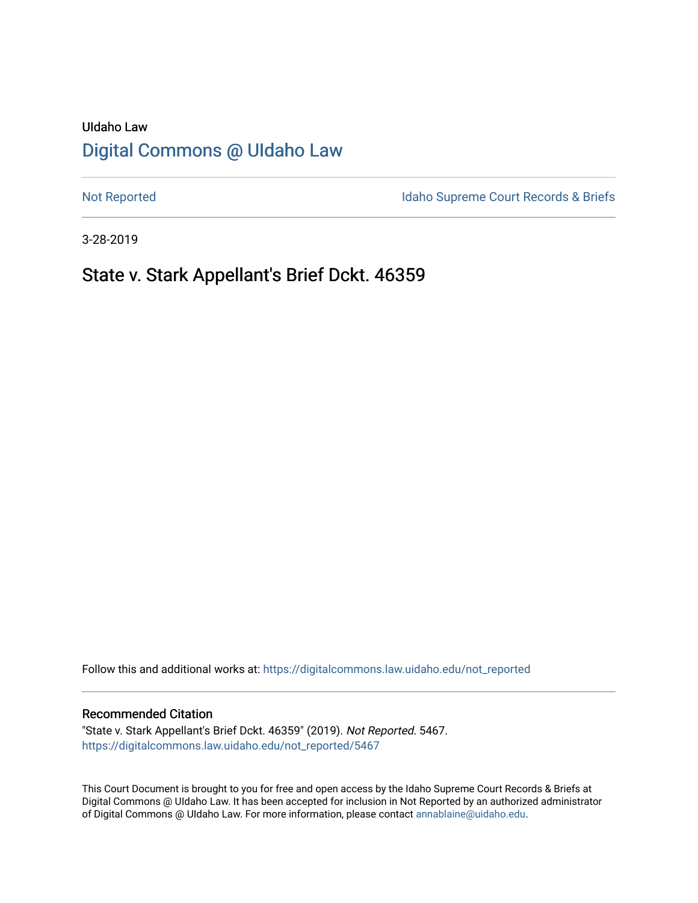UIdaho Law

# Digital Commons @ UIdaho Law

Not Reported

Idaho Supreme Court Records & Briefs

3-28-2019

## State v. Stark Appellant's Brief Dckt. 46359

Follow this and additional works at: https://digitalcommons.law.uidaho.edu/not_reported

### Recommended Citation

"State v. Stark Appellant's Brief Dckt. 46359" (2019). *Not Reported*. 5467.
https://digitalcommons.law.uidaho.edu/not_reported/5467

This Court Document is brought to you for free and open access by the Idaho Supreme Court Records & Briefs at Digital Commons @ UIdaho Law. It has been accepted for inclusion in Not Reported by an authorized administrator of Digital Commons @ UIdaho Law. For more information, please contact annablaine@uidaho.edu.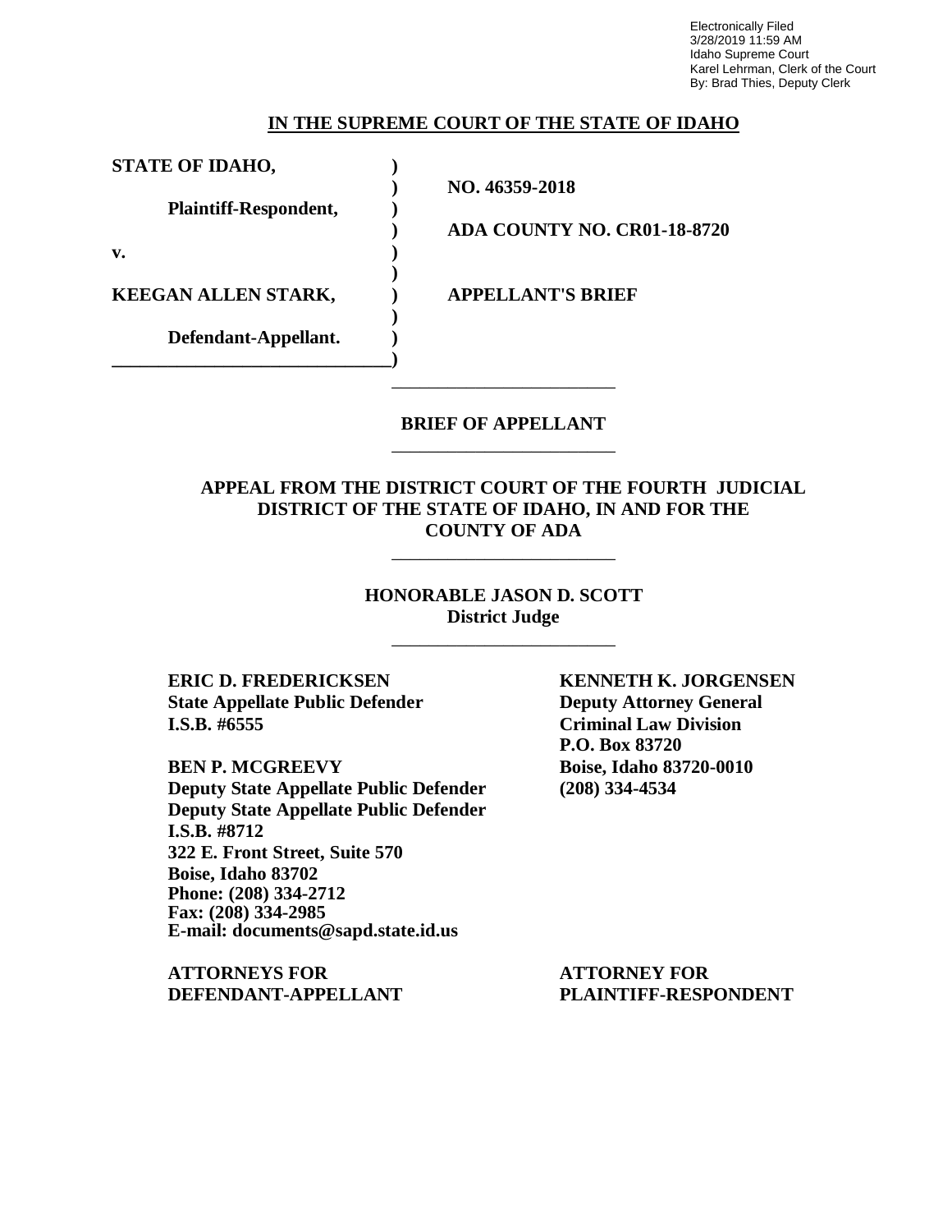Electronically Filed
3/28/2019 11:59 AM
Idaho Supreme Court
Karel Lehrman, Clerk of the Court
By: Brad Thies, Deputy Clerk

**IN THE SUPREME COURT OF THE STATE OF IDAHO**

| | | |
|---|---|---|
| **STATE OF IDAHO,** | ) | |
| | ) | **NO. 46359-2018** |
| **Plaintiff-Respondent,** | ) | |
| | ) | **ADA COUNTY NO. CR01-18-8720** |
| **v.** | ) | |
| | ) | |
| **KEEGAN ALLEN STARK,** | ) | **APPELLANT'S BRIEF** |
| | ) | |
| **Defendant-Appellant.** | ) | |
| \_\_\_\_\_\_\_\_\_\_\_\_\_\_\_\_\_\_\_\_\_\_\_\_\_\_\_\_\_\_ | ) | |

**BRIEF OF APPELLANT**

**APPEAL FROM THE DISTRICT COURT OF THE FOURTH JUDICIAL DISTRICT OF THE STATE OF IDAHO, IN AND FOR THE COUNTY OF ADA**

**HONORABLE JASON D. SCOTT**
**District Judge**

| | |
|---|---|
| **ERIC D. FREDERICKSEN**<br>**State Appellate Public Defender**<br>**I.S.B. #6555** | **KENNETH K. JORGENSEN**<br>**Deputy Attorney General**<br>**Criminal Law Division**<br>**P.O. Box 83720**<br>**Boise, Idaho 83720-0010**<br>**(208) 334-4534** |
| **BEN P. MCGREEVY**<br>**Deputy State Appellate Public Defender**<br>**Deputy State Appellate Public Defender**<br>**I.S.B. #8712**<br>**322 E. Front Street, Suite 570**<br>**Boise, Idaho 83702**<br>**Phone: (208) 334-2712**<br>**Fax: (208) 334-2985**<br>**E-mail: documents@sapd.state.id.us** | |
| **ATTORNEYS FOR DEFENDANT-APPELLANT** | **ATTORNEY FOR PLAINTIFF-RESPONDENT** |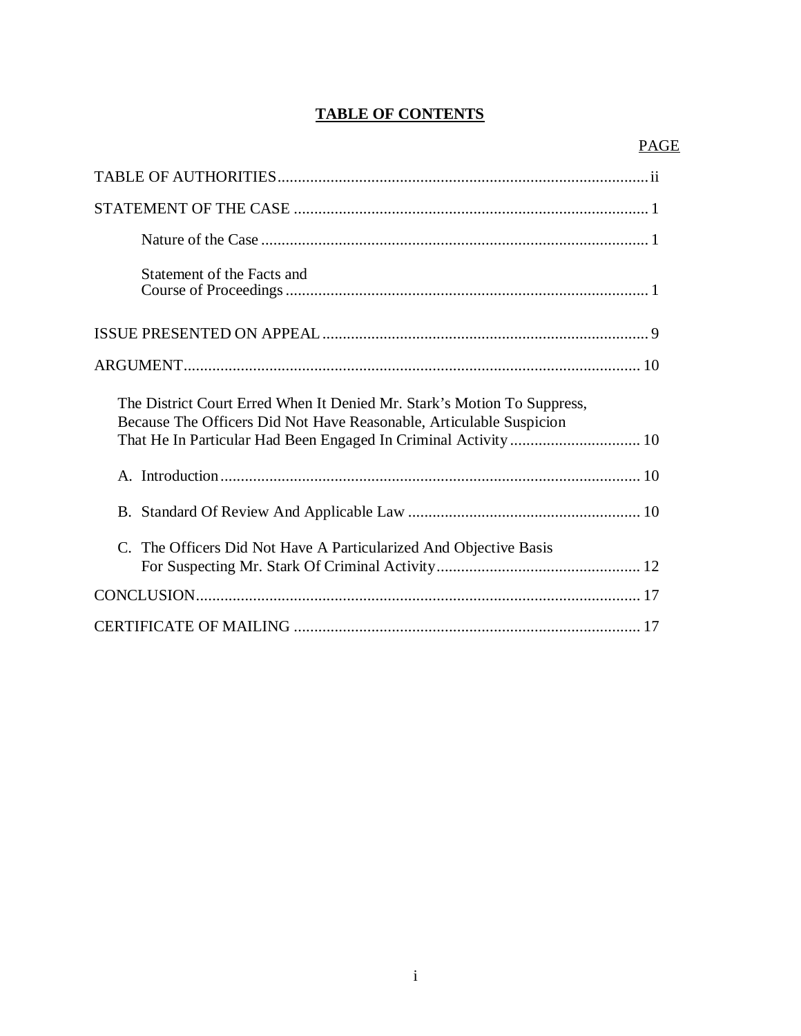# TABLE OF CONTENTS

| | PAGE |
|---|---|
| TABLE OF AUTHORITIES | ii |
| STATEMENT OF THE CASE | 1 |
| Nature of the Case | 1 |
| Statement of the Facts and Course of Proceedings | 1 |
| ISSUE PRESENTED ON APPEAL | 9 |
| ARGUMENT | 10 |
| The District Court Erred When It Denied Mr. Stark's Motion To Suppress, Because The Officers Did Not Have Reasonable, Articulable Suspicion That He In Particular Had Been Engaged In Criminal Activity | 10 |
| A. Introduction | 10 |
| B. Standard Of Review And Applicable Law | 10 |
| C. The Officers Did Not Have A Particularized And Objective Basis For Suspecting Mr. Stark Of Criminal Activity | 12 |
| CONCLUSION | 17 |
| CERTIFICATE OF MAILING | 17 |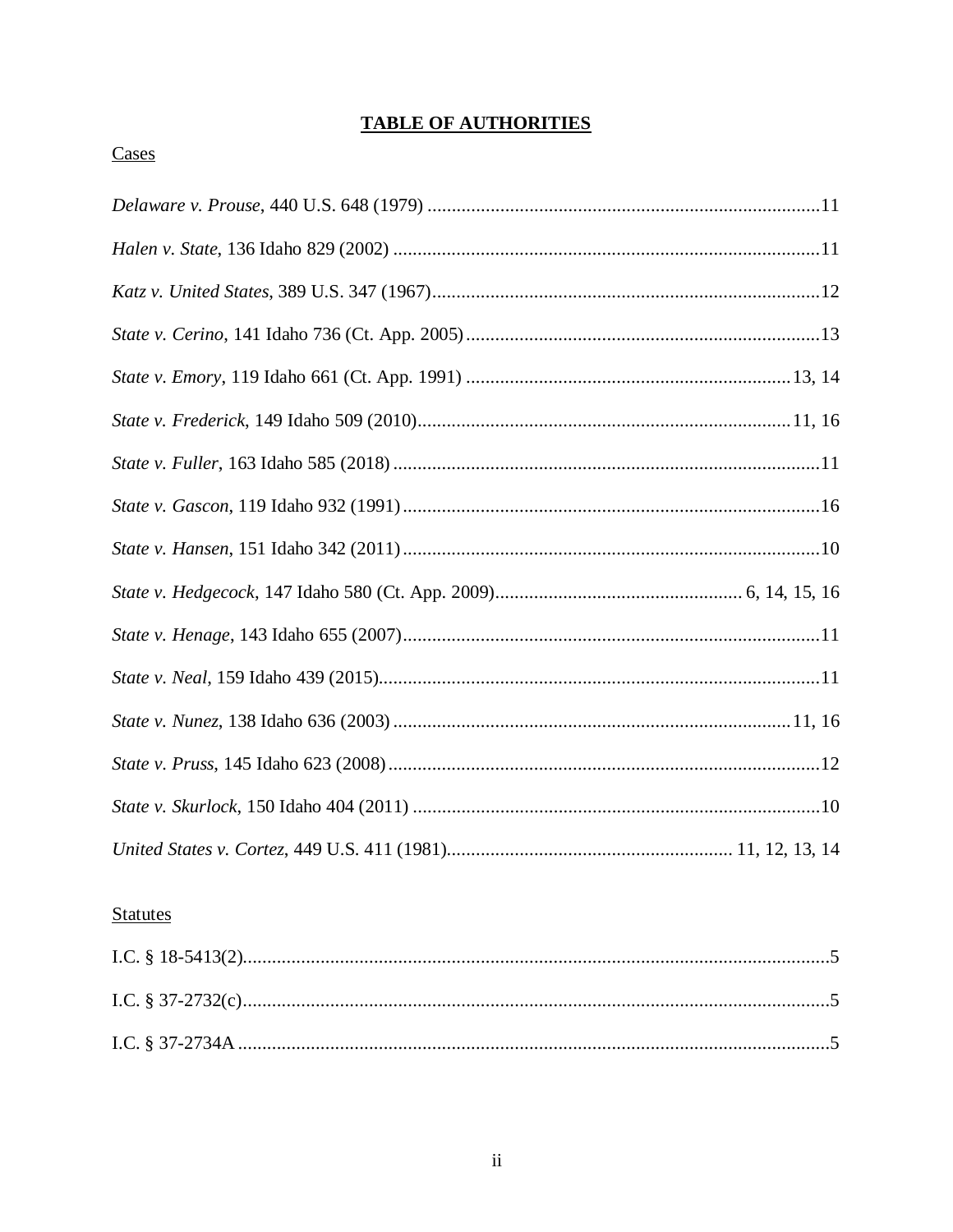# **TABLE OF AUTHORITIES**

## Cases

*Delaware v. Prouse*, 440 U.S. 648 (1979) ................................................................................11

*Halen v. State*, 136 Idaho 829 (2002) ........................................................................................11

*Katz v. United States*, 389 U.S. 347 (1967)...............................................................................12

*State v. Cerino*, 141 Idaho 736 (Ct. App. 2005).........................................................................13

*State v. Emory*, 119 Idaho 661 (Ct. App. 1991) ..................................................................13, 14

*State v. Frederick*, 149 Idaho 509 (2010).............................................................................11, 16

*State v. Fuller*, 163 Idaho 585 (2018) ........................................................................................11

*State v. Gascon*, 119 Idaho 932 (1991).......................................................................................16

*State v. Hansen*, 151 Idaho 342 (2011).......................................................................................10

*State v. Hedgecock*, 147 Idaho 580 (Ct. App. 2009).................................................. 6, 14, 15, 16

*State v. Henage*, 143 Idaho 655 (2007).......................................................................................11

*State v. Neal*, 159 Idaho 439 (2015)............................................................................................11

*State v. Nunez*, 138 Idaho 636 (2003) ..................................................................................11, 16

*State v. Pruss*, 145 Idaho 623 (2008)..........................................................................................12

*State v. Skurlock*, 150 Idaho 404 (2011) .....................................................................................10

*United States v. Cortez*, 449 U.S. 411 (1981)........................................................... 11, 12, 13, 14

## Statutes

I.C. § 18-5413(2)..........................................................................................................................5

I.C. § 37-2732(c)...........................................................................................................................5

I.C. § 37-2734A ............................................................................................................................5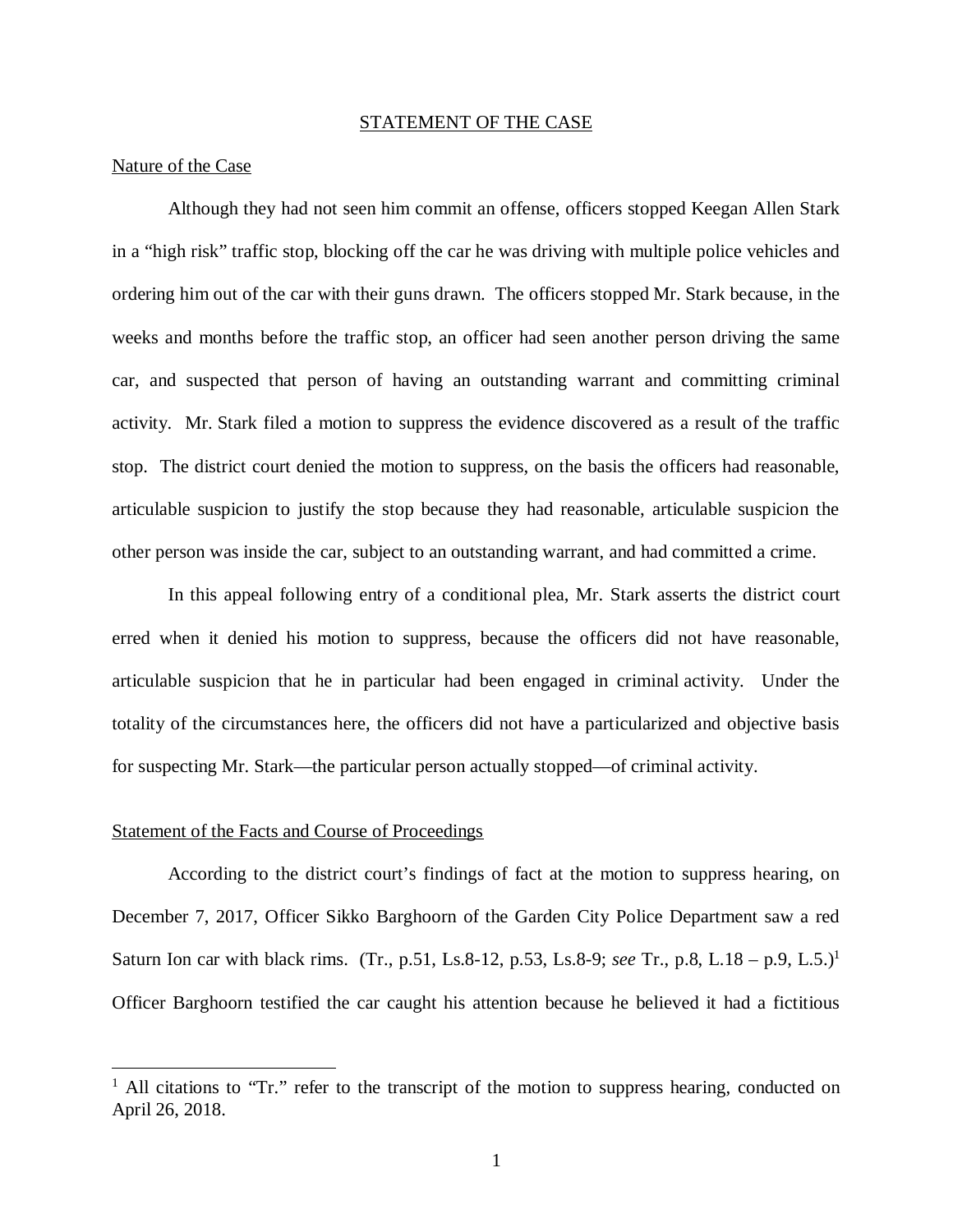## STATEMENT OF THE CASE

### Nature of the Case

Although they had not seen him commit an offense, officers stopped Keegan Allen Stark in a "high risk" traffic stop, blocking off the car he was driving with multiple police vehicles and ordering him out of the car with their guns drawn. The officers stopped Mr. Stark because, in the weeks and months before the traffic stop, an officer had seen another person driving the same car, and suspected that person of having an outstanding warrant and committing criminal activity. Mr. Stark filed a motion to suppress the evidence discovered as a result of the traffic stop. The district court denied the motion to suppress, on the basis the officers had reasonable, articulable suspicion to justify the stop because they had reasonable, articulable suspicion the other person was inside the car, subject to an outstanding warrant, and had committed a crime.

In this appeal following entry of a conditional plea, Mr. Stark asserts the district court erred when it denied his motion to suppress, because the officers did not have reasonable, articulable suspicion that he in particular had been engaged in criminal activity. Under the totality of the circumstances here, the officers did not have a particularized and objective basis for suspecting Mr. Stark—the particular person actually stopped—of criminal activity.

### Statement of the Facts and Course of Proceedings

According to the district court's findings of fact at the motion to suppress hearing, on December 7, 2017, Officer Sikko Barghoorn of the Garden City Police Department saw a red Saturn Ion car with black rims. (Tr., p.51, Ls.8-12, p.53, Ls.8-9; *see* Tr., p.8, L.18 – p.9, L.5.)[1] Officer Barghoorn testified the car caught his attention because he believed it had a fictitious

[1] All citations to "Tr." refer to the transcript of the motion to suppress hearing, conducted on April 26, 2018.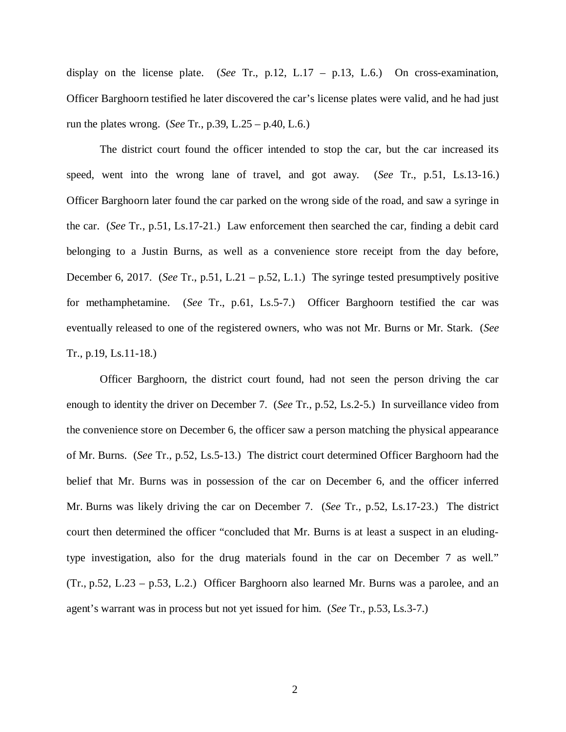display on the license plate. (*See* Tr., p.12, L.17 – p.13, L.6.) On cross-examination, Officer Barghoorn testified he later discovered the car's license plates were valid, and he had just run the plates wrong. (*See* Tr., p.39, L.25 – p.40, L.6.)

The district court found the officer intended to stop the car, but the car increased its speed, went into the wrong lane of travel, and got away. (*See* Tr., p.51, Ls.13-16.) Officer Barghoorn later found the car parked on the wrong side of the road, and saw a syringe in the car. (*See* Tr., p.51, Ls.17-21.) Law enforcement then searched the car, finding a debit card belonging to a Justin Burns, as well as a convenience store receipt from the day before, December 6, 2017. (*See* Tr., p.51, L.21 – p.52, L.1.) The syringe tested presumptively positive for methamphetamine. (*See* Tr., p.61, Ls.5-7.) Officer Barghoorn testified the car was eventually released to one of the registered owners, who was not Mr. Burns or Mr. Stark. (*See* Tr., p.19, Ls.11-18.)

Officer Barghoorn, the district court found, had not seen the person driving the car enough to identity the driver on December 7. (*See* Tr., p.52, Ls.2-5.) In surveillance video from the convenience store on December 6, the officer saw a person matching the physical appearance of Mr. Burns. (*See* Tr., p.52, Ls.5-13.) The district court determined Officer Barghoorn had the belief that Mr. Burns was in possession of the car on December 6, and the officer inferred Mr. Burns was likely driving the car on December 7. (*See* Tr., p.52, Ls.17-23.) The district court then determined the officer "concluded that Mr. Burns is at least a suspect in an eluding-type investigation, also for the drug materials found in the car on December 7 as well." (Tr., p.52, L.23 – p.53, L.2.) Officer Barghoorn also learned Mr. Burns was a parolee, and an agent's warrant was in process but not yet issued for him. (*See* Tr., p.53, Ls.3-7.)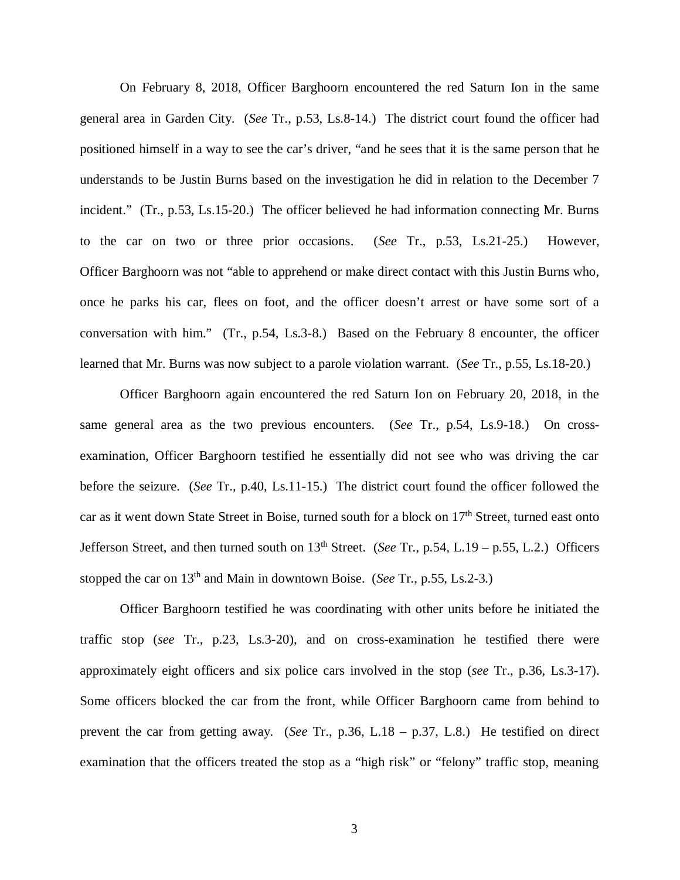On February 8, 2018, Officer Barghoorn encountered the red Saturn Ion in the same general area in Garden City. (*See* Tr., p.53, Ls.8-14.) The district court found the officer had positioned himself in a way to see the car's driver, "and he sees that it is the same person that he understands to be Justin Burns based on the investigation he did in relation to the December 7 incident." (Tr., p.53, Ls.15-20.) The officer believed he had information connecting Mr. Burns to the car on two or three prior occasions. (*See* Tr., p.53, Ls.21-25.) However, Officer Barghoorn was not "able to apprehend or make direct contact with this Justin Burns who, once he parks his car, flees on foot, and the officer doesn't arrest or have some sort of a conversation with him." (Tr., p.54, Ls.3-8.) Based on the February 8 encounter, the officer learned that Mr. Burns was now subject to a parole violation warrant. (*See* Tr., p.55, Ls.18-20.)

Officer Barghoorn again encountered the red Saturn Ion on February 20, 2018, in the same general area as the two previous encounters. (*See* Tr., p.54, Ls.9-18.) On cross-examination, Officer Barghoorn testified he essentially did not see who was driving the car before the seizure. (*See* Tr., p.40, Ls.11-15.) The district court found the officer followed the car as it went down State Street in Boise, turned south for a block on 17th Street, turned east onto Jefferson Street, and then turned south on 13th Street. (*See* Tr., p.54, L.19 – p.55, L.2.) Officers stopped the car on 13th and Main in downtown Boise. (*See* Tr., p.55, Ls.2-3.)

Officer Barghoorn testified he was coordinating with other units before he initiated the traffic stop (*see* Tr., p.23, Ls.3-20), and on cross-examination he testified there were approximately eight officers and six police cars involved in the stop (*see* Tr., p.36, Ls.3-17). Some officers blocked the car from the front, while Officer Barghoorn came from behind to prevent the car from getting away. (*See* Tr., p.36, L.18 – p.37, L.8.) He testified on direct examination that the officers treated the stop as a "high risk" or "felony" traffic stop, meaning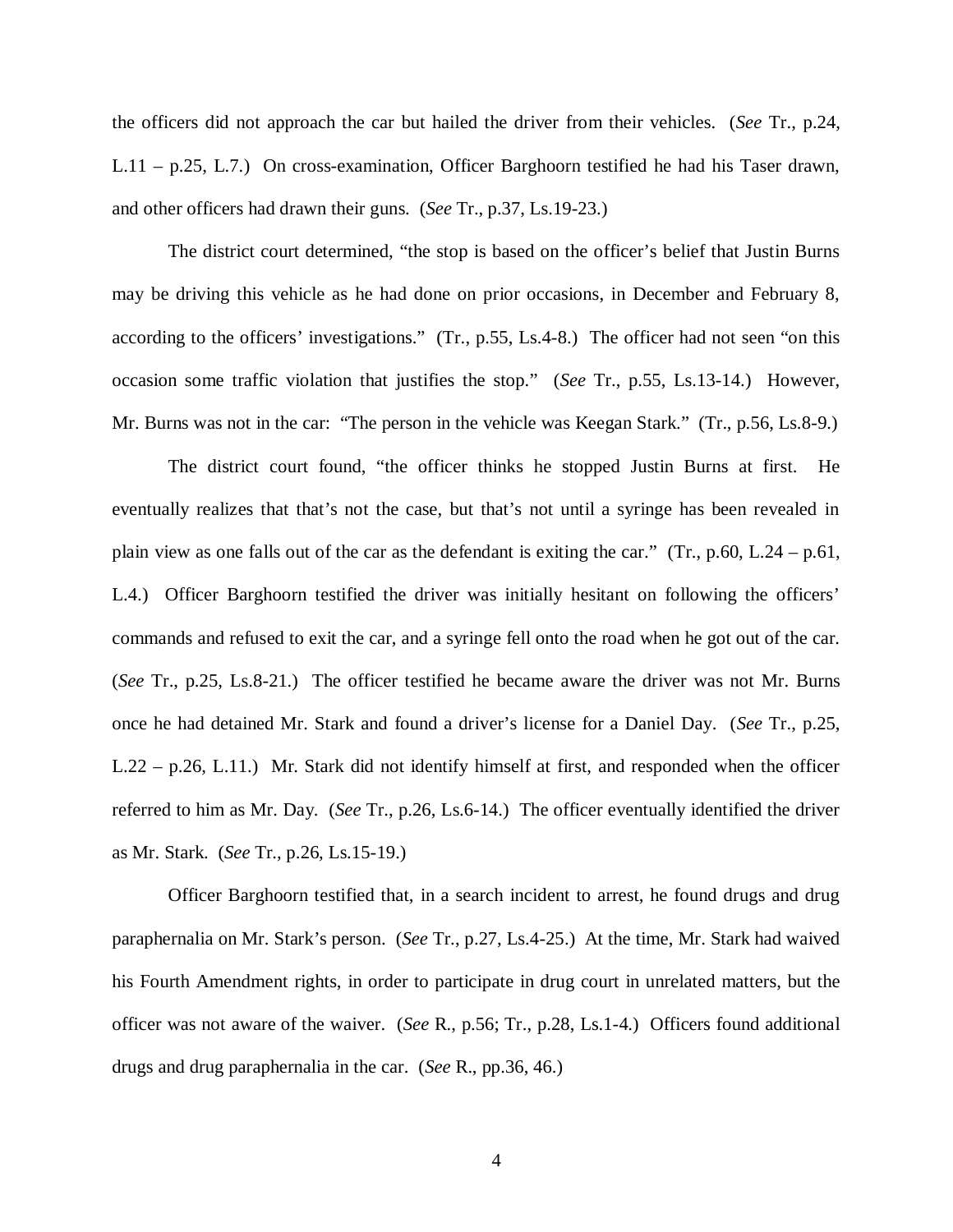the officers did not approach the car but hailed the driver from their vehicles. (*See* Tr., p.24, L.11 – p.25, L.7.) On cross-examination, Officer Barghoorn testified he had his Taser drawn, and other officers had drawn their guns. (*See* Tr., p.37, Ls.19-23.)

The district court determined, "the stop is based on the officer's belief that Justin Burns may be driving this vehicle as he had done on prior occasions, in December and February 8, according to the officers' investigations." (Tr., p.55, Ls.4-8.) The officer had not seen "on this occasion some traffic violation that justifies the stop." (*See* Tr., p.55, Ls.13-14.) However, Mr. Burns was not in the car: "The person in the vehicle was Keegan Stark." (Tr., p.56, Ls.8-9.)

The district court found, "the officer thinks he stopped Justin Burns at first. He eventually realizes that that's not the case, but that's not until a syringe has been revealed in plain view as one falls out of the car as the defendant is exiting the car." (Tr., p.60, L.24 – p.61, L.4.) Officer Barghoorn testified the driver was initially hesitant on following the officers' commands and refused to exit the car, and a syringe fell onto the road when he got out of the car. (*See* Tr., p.25, Ls.8-21.) The officer testified he became aware the driver was not Mr. Burns once he had detained Mr. Stark and found a driver's license for a Daniel Day. (*See* Tr., p.25, L.22 – p.26, L.11.) Mr. Stark did not identify himself at first, and responded when the officer referred to him as Mr. Day. (*See* Tr., p.26, Ls.6-14.) The officer eventually identified the driver as Mr. Stark. (*See* Tr., p.26, Ls.15-19.)

Officer Barghoorn testified that, in a search incident to arrest, he found drugs and drug paraphernalia on Mr. Stark's person. (*See* Tr., p.27, Ls.4-25.) At the time, Mr. Stark had waived his Fourth Amendment rights, in order to participate in drug court in unrelated matters, but the officer was not aware of the waiver. (*See* R., p.56; Tr., p.28, Ls.1-4.) Officers found additional drugs and drug paraphernalia in the car. (*See* R., pp.36, 46.)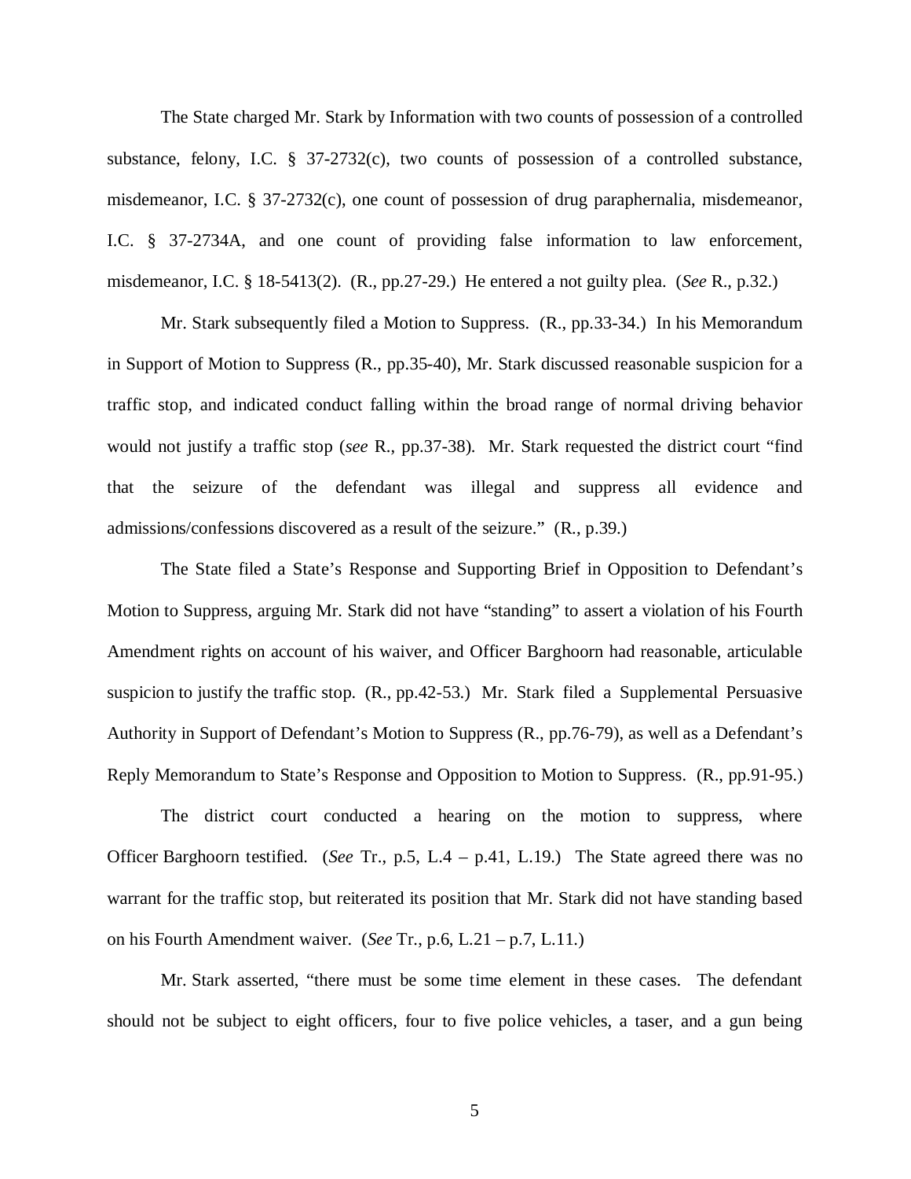The State charged Mr. Stark by Information with two counts of possession of a controlled substance, felony, I.C. § 37-2732(c), two counts of possession of a controlled substance, misdemeanor, I.C. § 37-2732(c), one count of possession of drug paraphernalia, misdemeanor, I.C. § 37-2734A, and one count of providing false information to law enforcement, misdemeanor, I.C. § 18-5413(2). (R., pp.27-29.) He entered a not guilty plea. (*See* R., p.32.)

Mr. Stark subsequently filed a Motion to Suppress. (R., pp.33-34.) In his Memorandum in Support of Motion to Suppress (R., pp.35-40), Mr. Stark discussed reasonable suspicion for a traffic stop, and indicated conduct falling within the broad range of normal driving behavior would not justify a traffic stop (*see* R., pp.37-38). Mr. Stark requested the district court "find that the seizure of the defendant was illegal and suppress all evidence and admissions/confessions discovered as a result of the seizure." (R., p.39.)

The State filed a State's Response and Supporting Brief in Opposition to Defendant's Motion to Suppress, arguing Mr. Stark did not have "standing" to assert a violation of his Fourth Amendment rights on account of his waiver, and Officer Barghoorn had reasonable, articulable suspicion to justify the traffic stop. (R., pp.42-53.) Mr. Stark filed a Supplemental Persuasive Authority in Support of Defendant's Motion to Suppress (R., pp.76-79), as well as a Defendant's Reply Memorandum to State's Response and Opposition to Motion to Suppress. (R., pp.91-95.)

The district court conducted a hearing on the motion to suppress, where Officer Barghoorn testified. (*See* Tr., p.5, L.4 – p.41, L.19.) The State agreed there was no warrant for the traffic stop, but reiterated its position that Mr. Stark did not have standing based on his Fourth Amendment waiver. (*See* Tr., p.6, L.21 – p.7, L.11.)

Mr. Stark asserted, "there must be some time element in these cases. The defendant should not be subject to eight officers, four to five police vehicles, a taser, and a gun being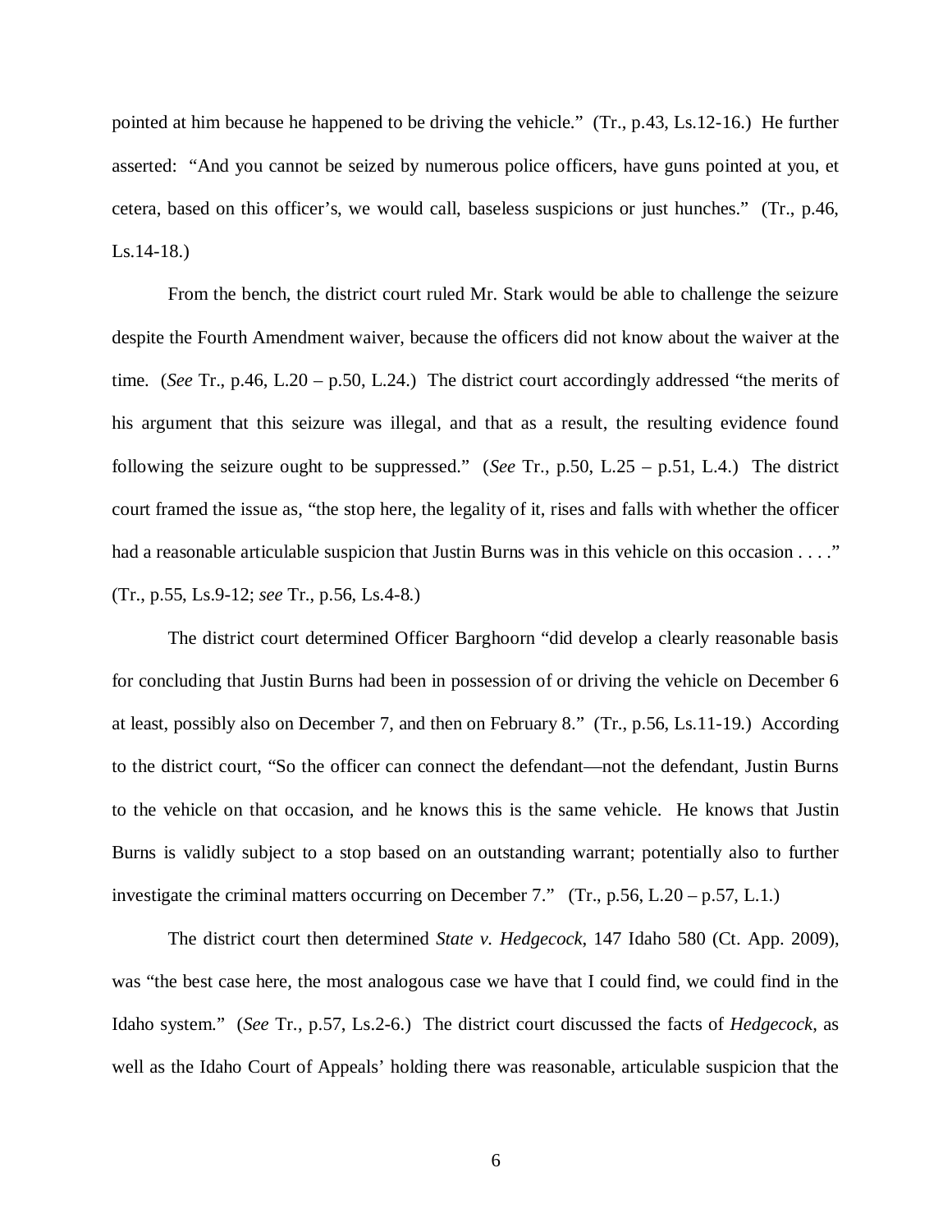pointed at him because he happened to be driving the vehicle." (Tr., p.43, Ls.12-16.) He further asserted: "And you cannot be seized by numerous police officers, have guns pointed at you, et cetera, based on this officer's, we would call, baseless suspicions or just hunches." (Tr., p.46, Ls.14-18.)

From the bench, the district court ruled Mr. Stark would be able to challenge the seizure despite the Fourth Amendment waiver, because the officers did not know about the waiver at the time. (*See* Tr., p.46, L.20 – p.50, L.24.) The district court accordingly addressed "the merits of his argument that this seizure was illegal, and that as a result, the resulting evidence found following the seizure ought to be suppressed." (*See* Tr., p.50, L.25 – p.51, L.4.) The district court framed the issue as, "the stop here, the legality of it, rises and falls with whether the officer had a reasonable articulable suspicion that Justin Burns was in this vehicle on this occasion . . . ." (Tr., p.55, Ls.9-12; *see* Tr., p.56, Ls.4-8.)

The district court determined Officer Barghoorn "did develop a clearly reasonable basis for concluding that Justin Burns had been in possession of or driving the vehicle on December 6 at least, possibly also on December 7, and then on February 8." (Tr., p.56, Ls.11-19.) According to the district court, "So the officer can connect the defendant—not the defendant, Justin Burns to the vehicle on that occasion, and he knows this is the same vehicle. He knows that Justin Burns is validly subject to a stop based on an outstanding warrant; potentially also to further investigate the criminal matters occurring on December 7." (Tr., p.56, L.20 – p.57, L.1.)

The district court then determined *State v. Hedgecock*, 147 Idaho 580 (Ct. App. 2009), was "the best case here, the most analogous case we have that I could find, we could find in the Idaho system." (*See* Tr., p.57, Ls.2-6.) The district court discussed the facts of *Hedgecock*, as well as the Idaho Court of Appeals' holding there was reasonable, articulable suspicion that the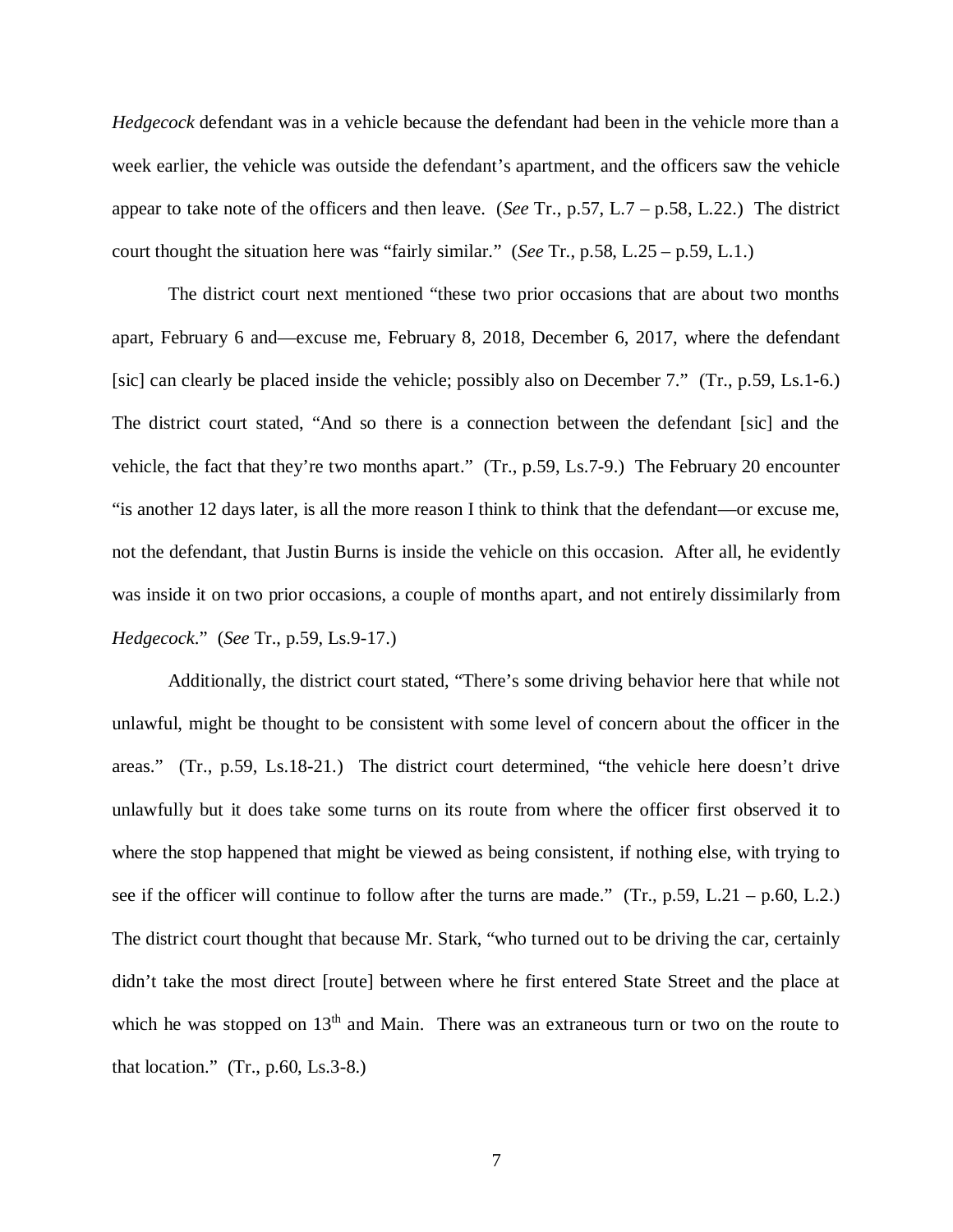*Hedgecock* defendant was in a vehicle because the defendant had been in the vehicle more than a week earlier, the vehicle was outside the defendant's apartment, and the officers saw the vehicle appear to take note of the officers and then leave. (*See* Tr., p.57, L.7 – p.58, L.22.) The district court thought the situation here was "fairly similar." (*See* Tr., p.58, L.25 – p.59, L.1.)

The district court next mentioned "these two prior occasions that are about two months apart, February 6 and—excuse me, February 8, 2018, December 6, 2017, where the defendant [sic] can clearly be placed inside the vehicle; possibly also on December 7." (Tr., p.59, Ls.1-6.) The district court stated, "And so there is a connection between the defendant [sic] and the vehicle, the fact that they're two months apart." (Tr., p.59, Ls.7-9.) The February 20 encounter "is another 12 days later, is all the more reason I think to think that the defendant—or excuse me, not the defendant, that Justin Burns is inside the vehicle on this occasion. After all, he evidently was inside it on two prior occasions, a couple of months apart, and not entirely dissimilarly from *Hedgecock*." (*See* Tr., p.59, Ls.9-17.)

Additionally, the district court stated, "There's some driving behavior here that while not unlawful, might be thought to be consistent with some level of concern about the officer in the areas." (Tr., p.59, Ls.18-21.) The district court determined, "the vehicle here doesn't drive unlawfully but it does take some turns on its route from where the officer first observed it to where the stop happened that might be viewed as being consistent, if nothing else, with trying to see if the officer will continue to follow after the turns are made." (Tr., p.59, L.21 – p.60, L.2.) The district court thought that because Mr. Stark, "who turned out to be driving the car, certainly didn't take the most direct [route] between where he first entered State Street and the place at which he was stopped on 13th and Main. There was an extraneous turn or two on the route to that location." (Tr., p.60, Ls.3-8.)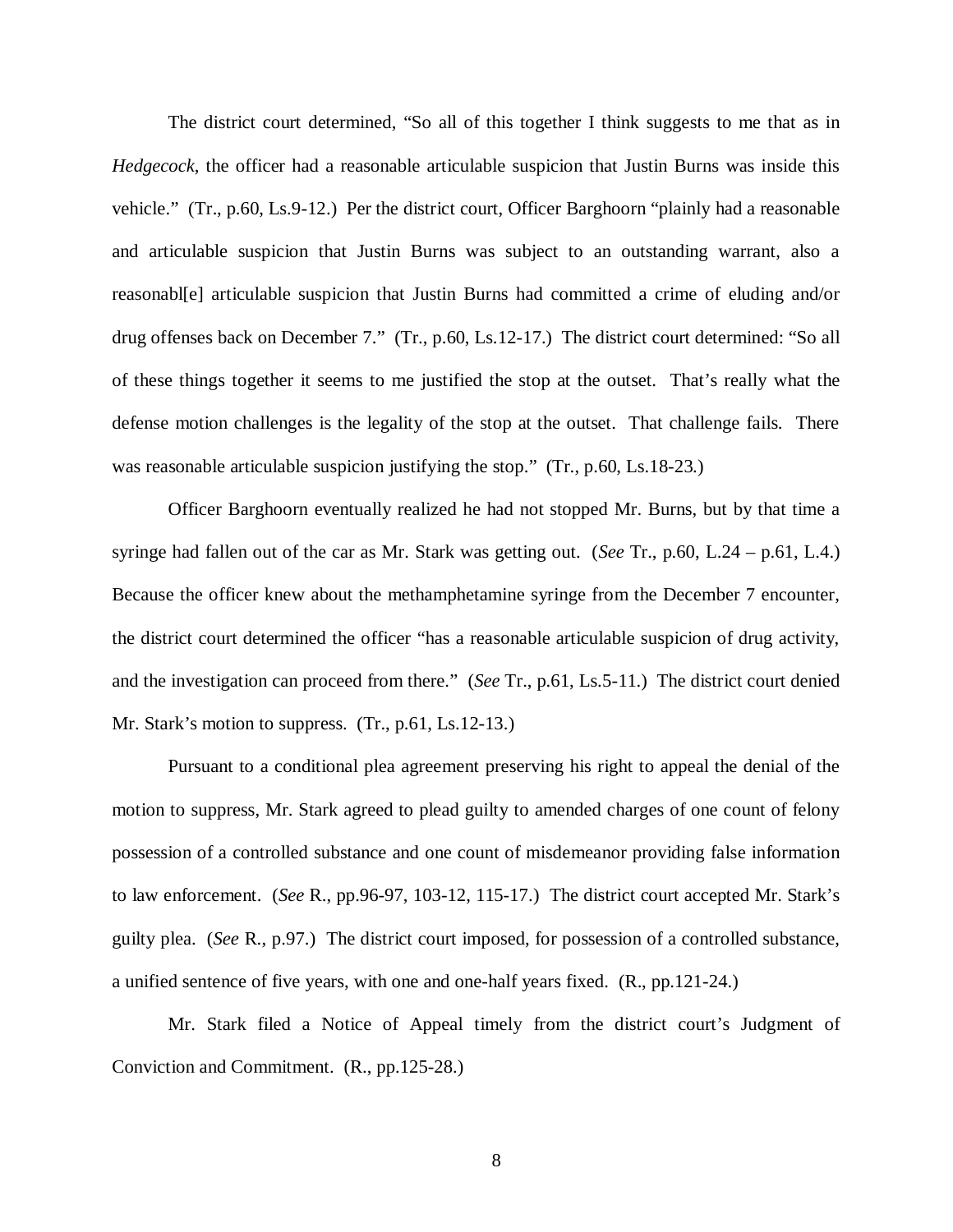The district court determined, "So all of this together I think suggests to me that as in *Hedgecock*, the officer had a reasonable articulable suspicion that Justin Burns was inside this vehicle." (Tr., p.60, Ls.9-12.) Per the district court, Officer Barghoorn "plainly had a reasonable and articulable suspicion that Justin Burns was subject to an outstanding warrant, also a reasonabl[e] articulable suspicion that Justin Burns had committed a crime of eluding and/or drug offenses back on December 7." (Tr., p.60, Ls.12-17.) The district court determined: "So all of these things together it seems to me justified the stop at the outset. That's really what the defense motion challenges is the legality of the stop at the outset. That challenge fails. There was reasonable articulable suspicion justifying the stop." (Tr., p.60, Ls.18-23.)

Officer Barghoorn eventually realized he had not stopped Mr. Burns, but by that time a syringe had fallen out of the car as Mr. Stark was getting out. (*See* Tr., p.60, L.24 – p.61, L.4.) Because the officer knew about the methamphetamine syringe from the December 7 encounter, the district court determined the officer "has a reasonable articulable suspicion of drug activity, and the investigation can proceed from there." (*See* Tr., p.61, Ls.5-11.) The district court denied Mr. Stark's motion to suppress. (Tr., p.61, Ls.12-13.)

Pursuant to a conditional plea agreement preserving his right to appeal the denial of the motion to suppress, Mr. Stark agreed to plead guilty to amended charges of one count of felony possession of a controlled substance and one count of misdemeanor providing false information to law enforcement. (*See* R., pp.96-97, 103-12, 115-17.) The district court accepted Mr. Stark's guilty plea. (*See* R., p.97.) The district court imposed, for possession of a controlled substance, a unified sentence of five years, with one and one-half years fixed. (R., pp.121-24.)

Mr. Stark filed a Notice of Appeal timely from the district court's Judgment of Conviction and Commitment. (R., pp.125-28.)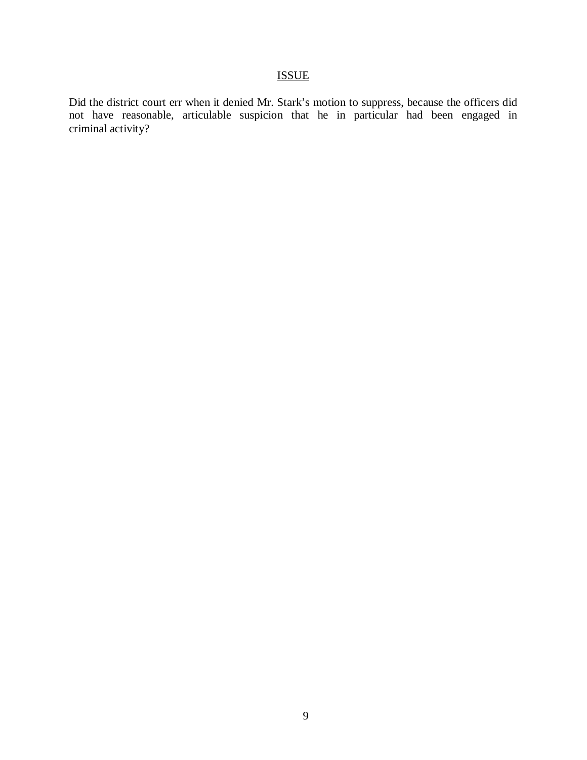## ISSUE

Did the district court err when it denied Mr. Stark's motion to suppress, because the officers did not have reasonable, articulable suspicion that he in particular had been engaged in criminal activity?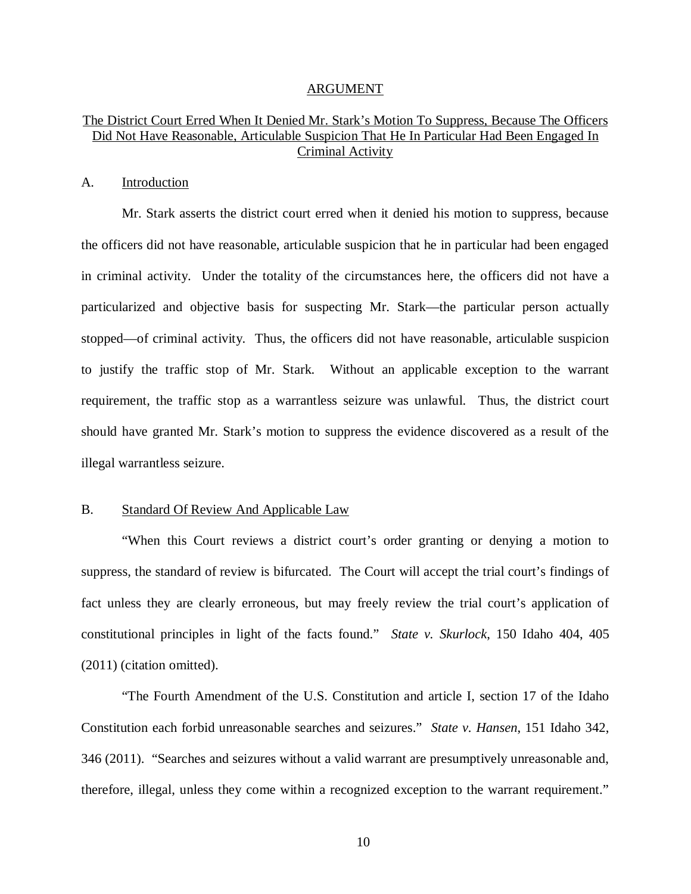## ARGUMENT

### The District Court Erred When It Denied Mr. Stark's Motion To Suppress, Because The Officers Did Not Have Reasonable, Articulable Suspicion That He In Particular Had Been Engaged In Criminal Activity

#### A. Introduction

Mr. Stark asserts the district court erred when it denied his motion to suppress, because the officers did not have reasonable, articulable suspicion that he in particular had been engaged in criminal activity. Under the totality of the circumstances here, the officers did not have a particularized and objective basis for suspecting Mr. Stark—the particular person actually stopped—of criminal activity. Thus, the officers did not have reasonable, articulable suspicion to justify the traffic stop of Mr. Stark. Without an applicable exception to the warrant requirement, the traffic stop as a warrantless seizure was unlawful. Thus, the district court should have granted Mr. Stark's motion to suppress the evidence discovered as a result of the illegal warrantless seizure.

#### B. Standard Of Review And Applicable Law

"When this Court reviews a district court's order granting or denying a motion to suppress, the standard of review is bifurcated. The Court will accept the trial court's findings of fact unless they are clearly erroneous, but may freely review the trial court's application of constitutional principles in light of the facts found." *State v. Skurlock*, 150 Idaho 404, 405 (2011) (citation omitted).

"The Fourth Amendment of the U.S. Constitution and article I, section 17 of the Idaho Constitution each forbid unreasonable searches and seizures." *State v. Hansen*, 151 Idaho 342, 346 (2011). "Searches and seizures without a valid warrant are presumptively unreasonable and, therefore, illegal, unless they come within a recognized exception to the warrant requirement."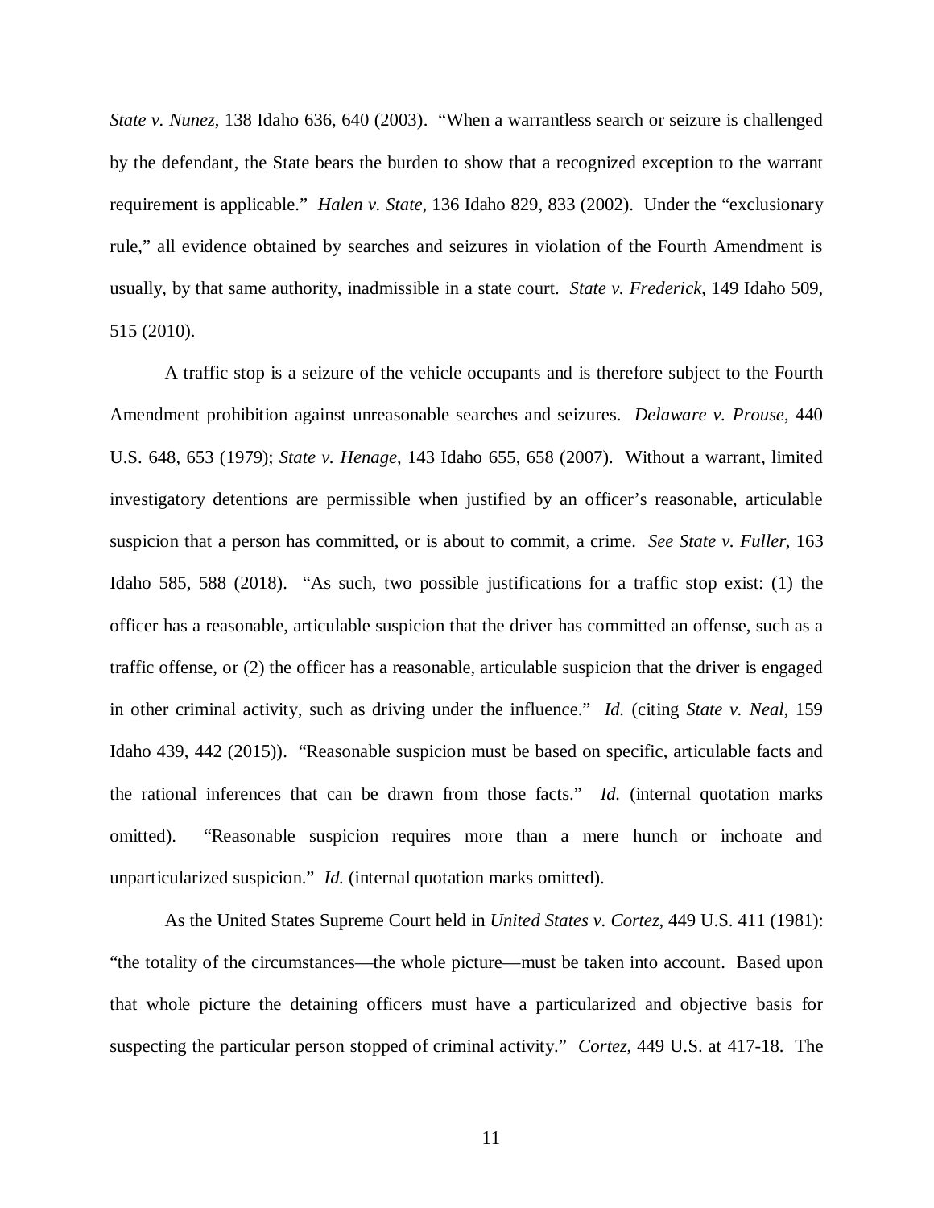*State v. Nunez*, 138 Idaho 636, 640 (2003). "When a warrantless search or seizure is challenged by the defendant, the State bears the burden to show that a recognized exception to the warrant requirement is applicable." *Halen v. State*, 136 Idaho 829, 833 (2002). Under the "exclusionary rule," all evidence obtained by searches and seizures in violation of the Fourth Amendment is usually, by that same authority, inadmissible in a state court. *State v. Frederick*, 149 Idaho 509, 515 (2010).

A traffic stop is a seizure of the vehicle occupants and is therefore subject to the Fourth Amendment prohibition against unreasonable searches and seizures. *Delaware v. Prouse*, 440 U.S. 648, 653 (1979); *State v. Henage*, 143 Idaho 655, 658 (2007). Without a warrant, limited investigatory detentions are permissible when justified by an officer's reasonable, articulable suspicion that a person has committed, or is about to commit, a crime. *See State v. Fuller*, 163 Idaho 585, 588 (2018). "As such, two possible justifications for a traffic stop exist: (1) the officer has a reasonable, articulable suspicion that the driver has committed an offense, such as a traffic offense, or (2) the officer has a reasonable, articulable suspicion that the driver is engaged in other criminal activity, such as driving under the influence." *Id.* (citing *State v. Neal*, 159 Idaho 439, 442 (2015)). "Reasonable suspicion must be based on specific, articulable facts and the rational inferences that can be drawn from those facts." *Id.* (internal quotation marks omitted). "Reasonable suspicion requires more than a mere hunch or inchoate and unparticularized suspicion." *Id.* (internal quotation marks omitted).

As the United States Supreme Court held in *United States v. Cortez*, 449 U.S. 411 (1981): "the totality of the circumstances—the whole picture—must be taken into account. Based upon that whole picture the detaining officers must have a particularized and objective basis for suspecting the particular person stopped of criminal activity." *Cortez*, 449 U.S. at 417-18. The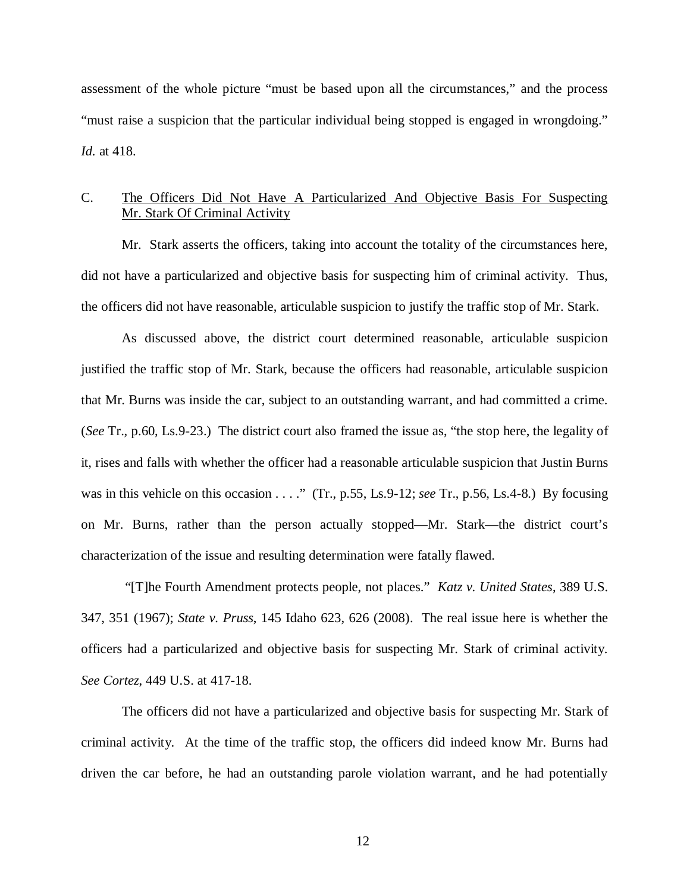assessment of the whole picture "must be based upon all the circumstances," and the process "must raise a suspicion that the particular individual being stopped is engaged in wrongdoing." *Id.* at 418.

### C. The Officers Did Not Have A Particularized And Objective Basis For Suspecting Mr. Stark Of Criminal Activity

Mr. Stark asserts the officers, taking into account the totality of the circumstances here, did not have a particularized and objective basis for suspecting him of criminal activity. Thus, the officers did not have reasonable, articulable suspicion to justify the traffic stop of Mr. Stark.

As discussed above, the district court determined reasonable, articulable suspicion justified the traffic stop of Mr. Stark, because the officers had reasonable, articulable suspicion that Mr. Burns was inside the car, subject to an outstanding warrant, and had committed a crime. (*See* Tr., p.60, Ls.9-23.) The district court also framed the issue as, "the stop here, the legality of it, rises and falls with whether the officer had a reasonable articulable suspicion that Justin Burns was in this vehicle on this occasion . . . ." (Tr., p.55, Ls.9-12; *see* Tr., p.56, Ls.4-8.) By focusing on Mr. Burns, rather than the person actually stopped—Mr. Stark—the district court's characterization of the issue and resulting determination were fatally flawed.

"[T]he Fourth Amendment protects people, not places." *Katz v. United States*, 389 U.S. 347, 351 (1967); *State v. Pruss*, 145 Idaho 623, 626 (2008). The real issue here is whether the officers had a particularized and objective basis for suspecting Mr. Stark of criminal activity. *See Cortez*, 449 U.S. at 417-18.

The officers did not have a particularized and objective basis for suspecting Mr. Stark of criminal activity. At the time of the traffic stop, the officers did indeed know Mr. Burns had driven the car before, he had an outstanding parole violation warrant, and he had potentially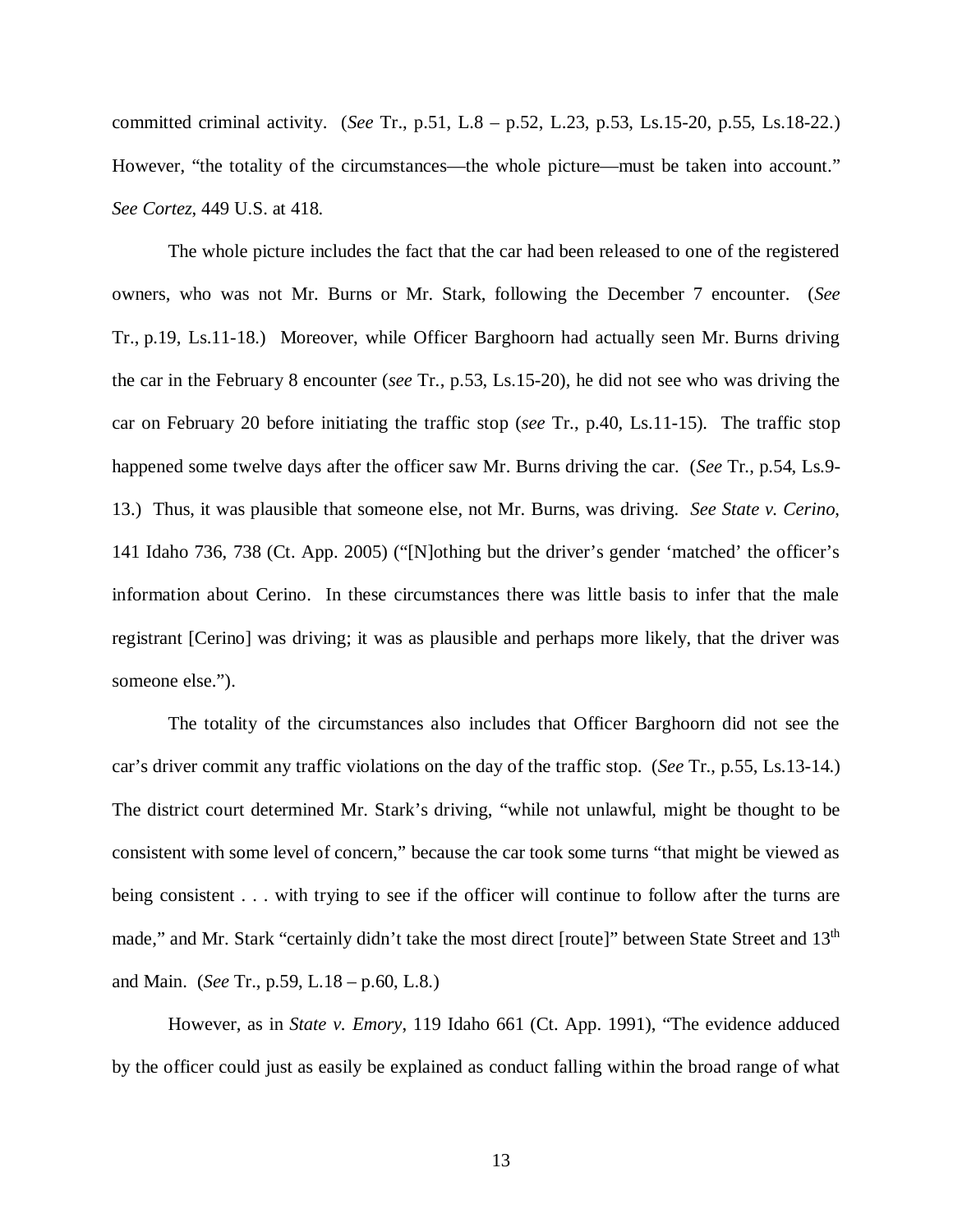committed criminal activity. (*See* Tr., p.51, L.8 – p.52, L.23, p.53, Ls.15-20, p.55, Ls.18-22.) However, "the totality of the circumstances—the whole picture—must be taken into account." *See Cortez*, 449 U.S. at 418.

The whole picture includes the fact that the car had been released to one of the registered owners, who was not Mr. Burns or Mr. Stark, following the December 7 encounter. (*See* Tr., p.19, Ls.11-18.) Moreover, while Officer Barghoorn had actually seen Mr. Burns driving the car in the February 8 encounter (*see* Tr., p.53, Ls.15-20), he did not see who was driving the car on February 20 before initiating the traffic stop (*see* Tr., p.40, Ls.11-15). The traffic stop happened some twelve days after the officer saw Mr. Burns driving the car. (*See* Tr., p.54, Ls.9-13.) Thus, it was plausible that someone else, not Mr. Burns, was driving. *See State v. Cerino*, 141 Idaho 736, 738 (Ct. App. 2005) ("[N]othing but the driver's gender 'matched' the officer's information about Cerino. In these circumstances there was little basis to infer that the male registrant [Cerino] was driving; it was as plausible and perhaps more likely, that the driver was someone else.").

The totality of the circumstances also includes that Officer Barghoorn did not see the car's driver commit any traffic violations on the day of the traffic stop. (*See* Tr., p.55, Ls.13-14.) The district court determined Mr. Stark's driving, "while not unlawful, might be thought to be consistent with some level of concern," because the car took some turns "that might be viewed as being consistent . . . with trying to see if the officer will continue to follow after the turns are made," and Mr. Stark "certainly didn't take the most direct [route]" between State Street and 13th and Main. (*See* Tr., p.59, L.18 – p.60, L.8.)

However, as in *State v. Emory*, 119 Idaho 661 (Ct. App. 1991), "The evidence adduced by the officer could just as easily be explained as conduct falling within the broad range of what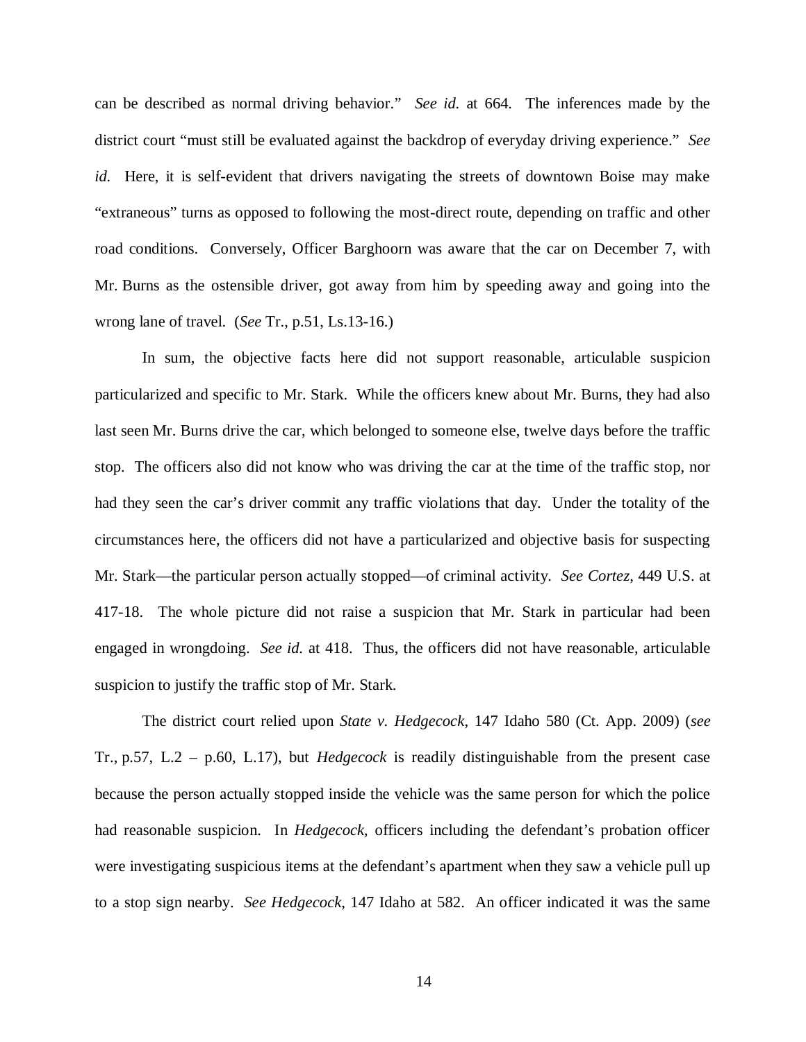can be described as normal driving behavior." *See id.* at 664. The inferences made by the district court "must still be evaluated against the backdrop of everyday driving experience." *See id.* Here, it is self-evident that drivers navigating the streets of downtown Boise may make "extraneous" turns as opposed to following the most-direct route, depending on traffic and other road conditions. Conversely, Officer Barghoorn was aware that the car on December 7, with Mr. Burns as the ostensible driver, got away from him by speeding away and going into the wrong lane of travel. (*See* Tr., p.51, Ls.13-16.)

In sum, the objective facts here did not support reasonable, articulable suspicion particularized and specific to Mr. Stark. While the officers knew about Mr. Burns, they had also last seen Mr. Burns drive the car, which belonged to someone else, twelve days before the traffic stop. The officers also did not know who was driving the car at the time of the traffic stop, nor had they seen the car's driver commit any traffic violations that day. Under the totality of the circumstances here, the officers did not have a particularized and objective basis for suspecting Mr. Stark—the particular person actually stopped—of criminal activity. *See Cortez*, 449 U.S. at 417-18. The whole picture did not raise a suspicion that Mr. Stark in particular had been engaged in wrongdoing. *See id.* at 418. Thus, the officers did not have reasonable, articulable suspicion to justify the traffic stop of Mr. Stark.

The district court relied upon *State v. Hedgecock*, 147 Idaho 580 (Ct. App. 2009) (*see* Tr., p.57, L.2 – p.60, L.17), but *Hedgecock* is readily distinguishable from the present case because the person actually stopped inside the vehicle was the same person for which the police had reasonable suspicion. In *Hedgecock*, officers including the defendant's probation officer were investigating suspicious items at the defendant's apartment when they saw a vehicle pull up to a stop sign nearby. *See Hedgecock*, 147 Idaho at 582. An officer indicated it was the same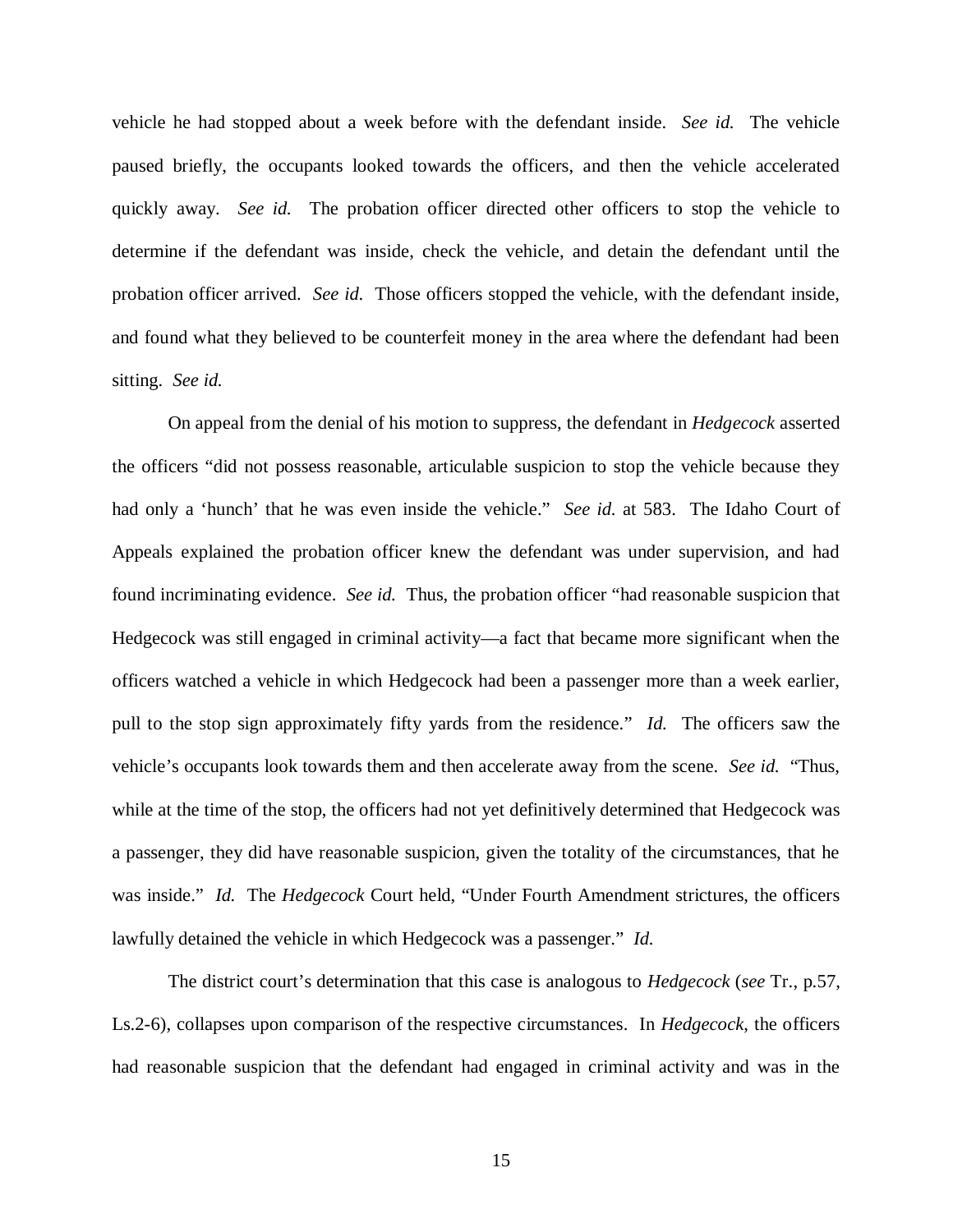vehicle he had stopped about a week before with the defendant inside. *See id.* The vehicle paused briefly, the occupants looked towards the officers, and then the vehicle accelerated quickly away. *See id.* The probation officer directed other officers to stop the vehicle to determine if the defendant was inside, check the vehicle, and detain the defendant until the probation officer arrived. *See id.* Those officers stopped the vehicle, with the defendant inside, and found what they believed to be counterfeit money in the area where the defendant had been sitting. *See id.*

On appeal from the denial of his motion to suppress, the defendant in *Hedgecock* asserted the officers "did not possess reasonable, articulable suspicion to stop the vehicle because they had only a 'hunch' that he was even inside the vehicle." *See id.* at 583. The Idaho Court of Appeals explained the probation officer knew the defendant was under supervision, and had found incriminating evidence. *See id.* Thus, the probation officer "had reasonable suspicion that Hedgecock was still engaged in criminal activity—a fact that became more significant when the officers watched a vehicle in which Hedgecock had been a passenger more than a week earlier, pull to the stop sign approximately fifty yards from the residence." *Id.* The officers saw the vehicle's occupants look towards them and then accelerate away from the scene. *See id.* "Thus, while at the time of the stop, the officers had not yet definitively determined that Hedgecock was a passenger, they did have reasonable suspicion, given the totality of the circumstances, that he was inside." *Id.* The *Hedgecock* Court held, "Under Fourth Amendment strictures, the officers lawfully detained the vehicle in which Hedgecock was a passenger." *Id.*

The district court's determination that this case is analogous to *Hedgecock* (*see* Tr., p.57, Ls.2-6), collapses upon comparison of the respective circumstances. In *Hedgecock*, the officers had reasonable suspicion that the defendant had engaged in criminal activity and was in the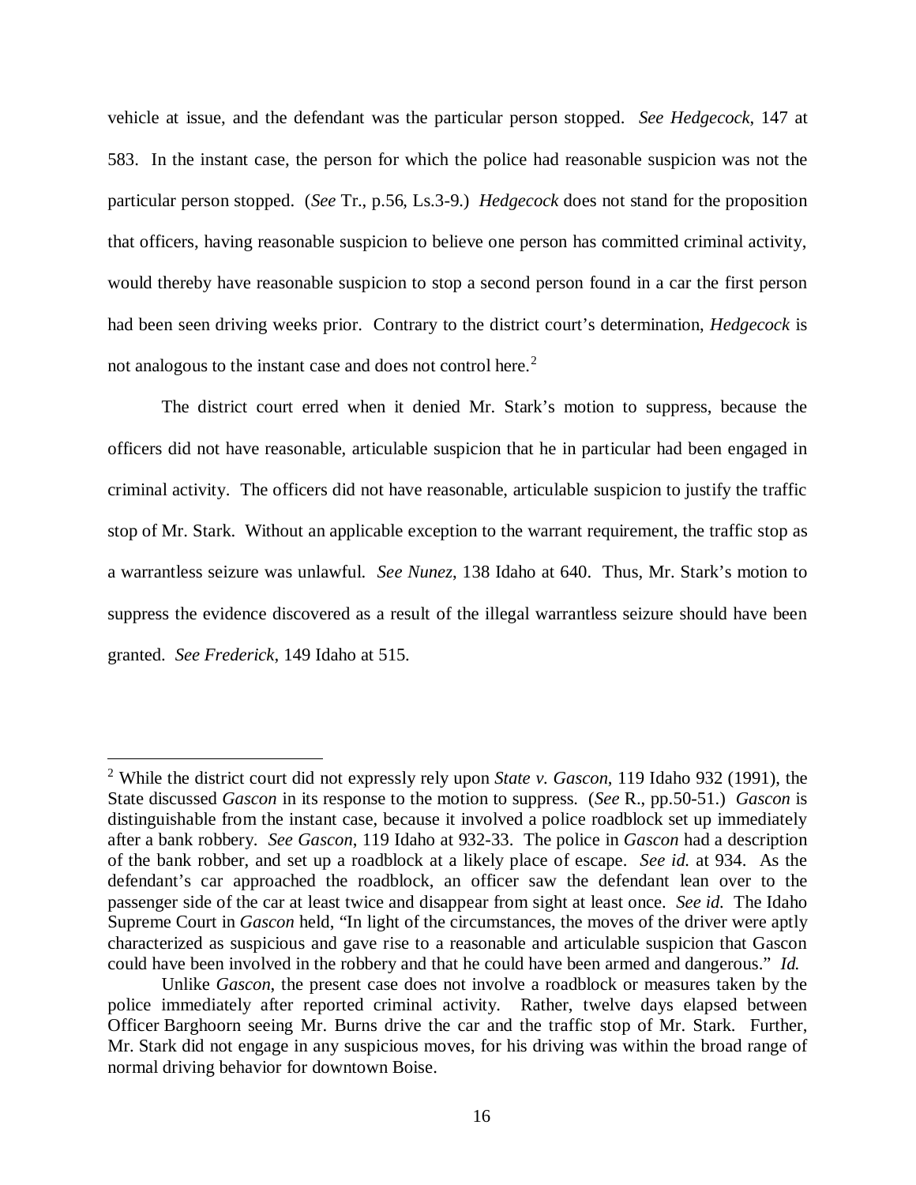vehicle at issue, and the defendant was the particular person stopped. *See Hedgecock*, 147 at 583. In the instant case, the person for which the police had reasonable suspicion was not the particular person stopped. (*See* Tr., p.56, Ls.3-9.) *Hedgecock* does not stand for the proposition that officers, having reasonable suspicion to believe one person has committed criminal activity, would thereby have reasonable suspicion to stop a second person found in a car the first person had been seen driving weeks prior. Contrary to the district court's determination, *Hedgecock* is not analogous to the instant case and does not control here.[2]

The district court erred when it denied Mr. Stark's motion to suppress, because the officers did not have reasonable, articulable suspicion that he in particular had been engaged in criminal activity. The officers did not have reasonable, articulable suspicion to justify the traffic stop of Mr. Stark. Without an applicable exception to the warrant requirement, the traffic stop as a warrantless seizure was unlawful. *See Nunez*, 138 Idaho at 640. Thus, Mr. Stark's motion to suppress the evidence discovered as a result of the illegal warrantless seizure should have been granted. *See Frederick*, 149 Idaho at 515.

---

[2] While the district court did not expressly rely upon *State v. Gascon*, 119 Idaho 932 (1991), the State discussed *Gascon* in its response to the motion to suppress. (*See* R., pp.50-51.) *Gascon* is distinguishable from the instant case, because it involved a police roadblock set up immediately after a bank robbery. *See Gascon*, 119 Idaho at 932-33. The police in *Gascon* had a description of the bank robber, and set up a roadblock at a likely place of escape. *See id.* at 934. As the defendant's car approached the roadblock, an officer saw the defendant lean over to the passenger side of the car at least twice and disappear from sight at least once. *See id.* The Idaho Supreme Court in *Gascon* held, "In light of the circumstances, the moves of the driver were aptly characterized as suspicious and gave rise to a reasonable and articulable suspicion that Gascon could have been involved in the robbery and that he could have been armed and dangerous." *Id.*

Unlike *Gascon*, the present case does not involve a roadblock or measures taken by the police immediately after reported criminal activity. Rather, twelve days elapsed between Officer Barghoorn seeing Mr. Burns drive the car and the traffic stop of Mr. Stark. Further, Mr. Stark did not engage in any suspicious moves, for his driving was within the broad range of normal driving behavior for downtown Boise.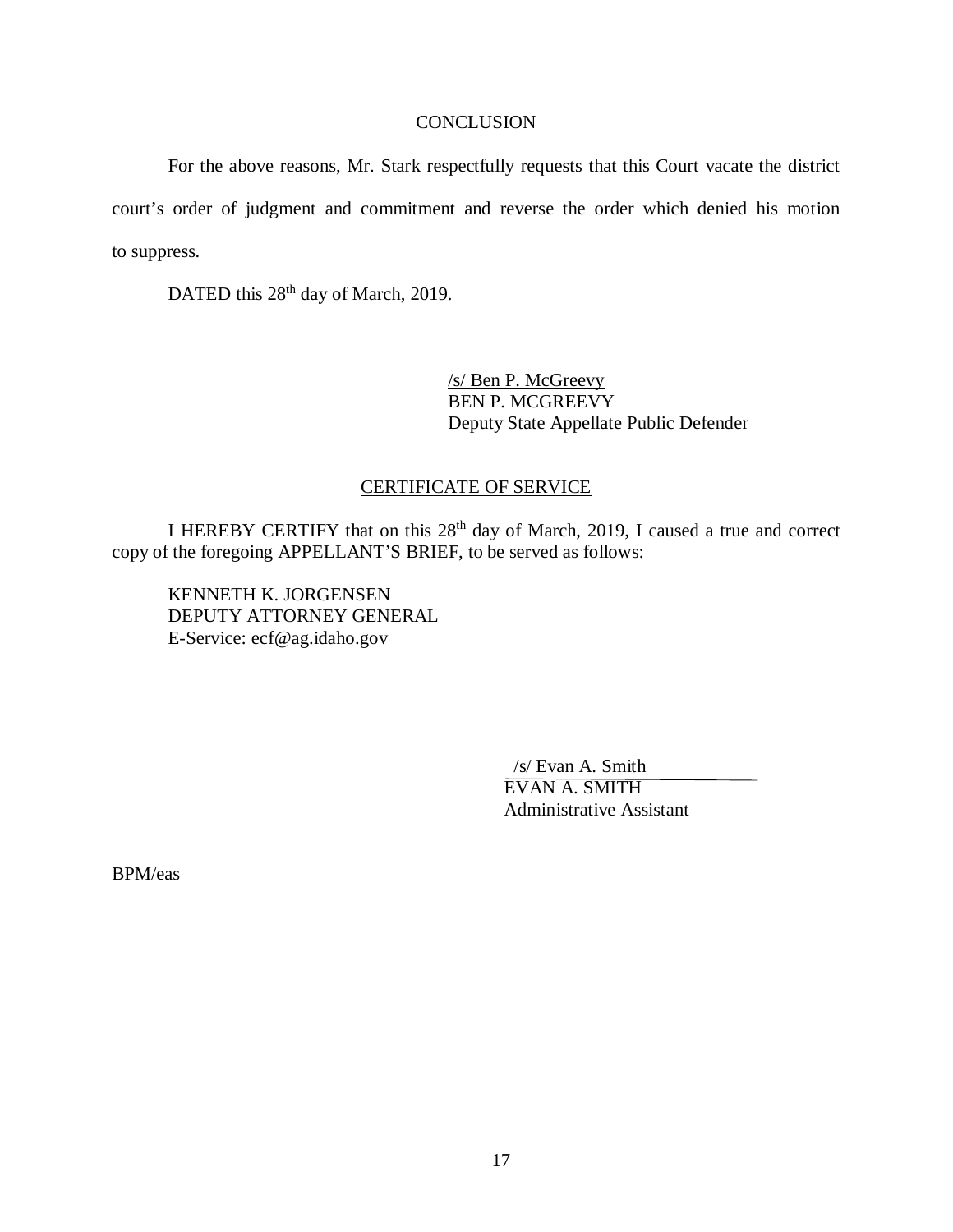## CONCLUSION

For the above reasons, Mr. Stark respectfully requests that this Court vacate the district court's order of judgment and commitment and reverse the order which denied his motion to suppress.

DATED this 28th day of March, 2019.

/s/ Ben P. McGreevy
BEN P. MCGREEVY
Deputy State Appellate Public Defender

## CERTIFICATE OF SERVICE

I HEREBY CERTIFY that on this 28th day of March, 2019, I caused a true and correct copy of the foregoing APPELLANT'S BRIEF, to be served as follows:

KENNETH K. JORGENSEN
DEPUTY ATTORNEY GENERAL
E-Service: ecf@ag.idaho.gov

/s/ Evan A. Smith
EVAN A. SMITH
Administrative Assistant

BPM/eas